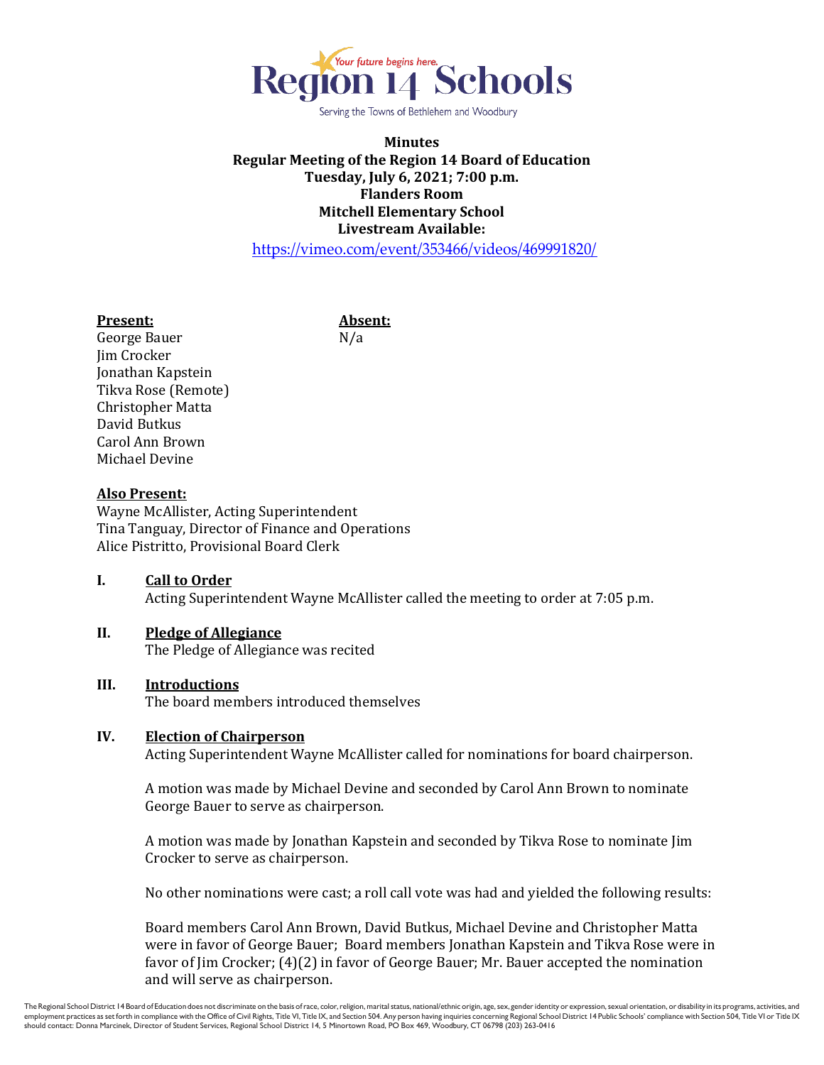Region 14 Schools

Serving the Towns of Bethlehem and Woodbury

**Minutes**
**Regular Meeting of the Region 14 Board of Education**
**Tuesday, July 6, 2021; 7:00 p.m.**
**Flanders Room**
**Mitchell Elementary School**
**Livestream Available:**
https://vimeo.com/event/353466/videos/469991820/

**Present:**
George Bauer
Jim Crocker
Jonathan Kapstein
Tikva Rose (Remote)
Christopher Matta
David Butkus
Carol Ann Brown
Michael Devine

**Absent:**
N/a

**Also Present:**
Wayne McAllister, Acting Superintendent
Tina Tanguay, Director of Finance and Operations
Alice Pistritto, Provisional Board Clerk

**I. Call to Order**
Acting Superintendent Wayne McAllister called the meeting to order at 7:05 p.m.

**II. Pledge of Allegiance**
The Pledge of Allegiance was recited

**III. Introductions**
The board members introduced themselves

**IV. Election of Chairperson**
Acting Superintendent Wayne McAllister called for nominations for board chairperson.

A motion was made by Michael Devine and seconded by Carol Ann Brown to nominate George Bauer to serve as chairperson.

A motion was made by Jonathan Kapstein and seconded by Tikva Rose to nominate Jim Crocker to serve as chairperson.

No other nominations were cast; a roll call vote was had and yielded the following results:

Board members Carol Ann Brown, David Butkus, Michael Devine and Christopher Matta were in favor of George Bauer; Board members Jonathan Kapstein and Tikva Rose were in favor of Jim Crocker; (4)(2) in favor of George Bauer; Mr. Bauer accepted the nomination and will serve as chairperson.

The Regional School District 14 Board of Education does not discriminate on the basis of race, color, religion, marital status, national/ethnic origin, age, sex, gender identity or expression, sexual orientation, or disability in its programs, activities, and employment practices as set forth in compliance with the Office of Civil Rights, Title VI, Title IX, and Section 504. Any person having inquiries concerning Regional School District 14 Public Schools' compliance with Section 504, Title VI or Title IX should contact: Donna Marcinek, Director of Student Services, Regional School District 14, 5 Minortown Road, PO Box 469, Woodbury, CT 06798 (203) 263-0416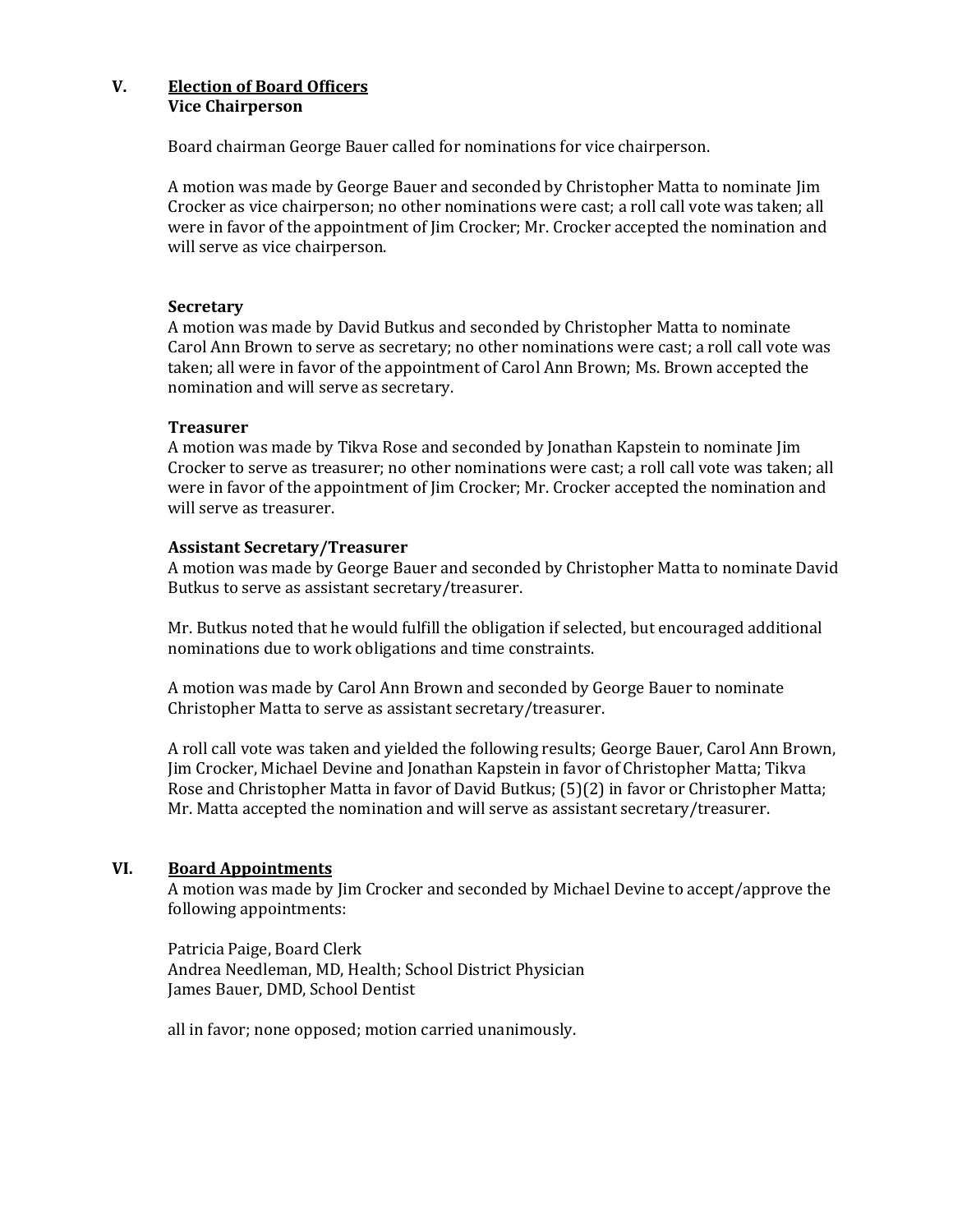## V. Election of Board Officers

### Vice Chairperson

Board chairman George Bauer called for nominations for vice chairperson.

A motion was made by George Bauer and seconded by Christopher Matta to nominate Jim Crocker as vice chairperson; no other nominations were cast; a roll call vote was taken; all were in favor of the appointment of Jim Crocker; Mr. Crocker accepted the nomination and will serve as vice chairperson.

### Secretary

A motion was made by David Butkus and seconded by Christopher Matta to nominate Carol Ann Brown to serve as secretary; no other nominations were cast; a roll call vote was taken; all were in favor of the appointment of Carol Ann Brown; Ms. Brown accepted the nomination and will serve as secretary.

### Treasurer

A motion was made by Tikva Rose and seconded by Jonathan Kapstein to nominate Jim Crocker to serve as treasurer; no other nominations were cast; a roll call vote was taken; all were in favor of the appointment of Jim Crocker; Mr. Crocker accepted the nomination and will serve as treasurer.

### Assistant Secretary/Treasurer

A motion was made by George Bauer and seconded by Christopher Matta to nominate David Butkus to serve as assistant secretary/treasurer.

Mr. Butkus noted that he would fulfill the obligation if selected, but encouraged additional nominations due to work obligations and time constraints.

A motion was made by Carol Ann Brown and seconded by George Bauer to nominate Christopher Matta to serve as assistant secretary/treasurer.

A roll call vote was taken and yielded the following results; George Bauer, Carol Ann Brown, Jim Crocker, Michael Devine and Jonathan Kapstein in favor of Christopher Matta; Tikva Rose and Christopher Matta in favor of David Butkus; (5)(2) in favor or Christopher Matta; Mr. Matta accepted the nomination and will serve as assistant secretary/treasurer.

## VI. Board Appointments

A motion was made by Jim Crocker and seconded by Michael Devine to accept/approve the following appointments:

Patricia Paige, Board Clerk
Andrea Needleman, MD, Health; School District Physician
James Bauer, DMD, School Dentist

all in favor; none opposed; motion carried unanimously.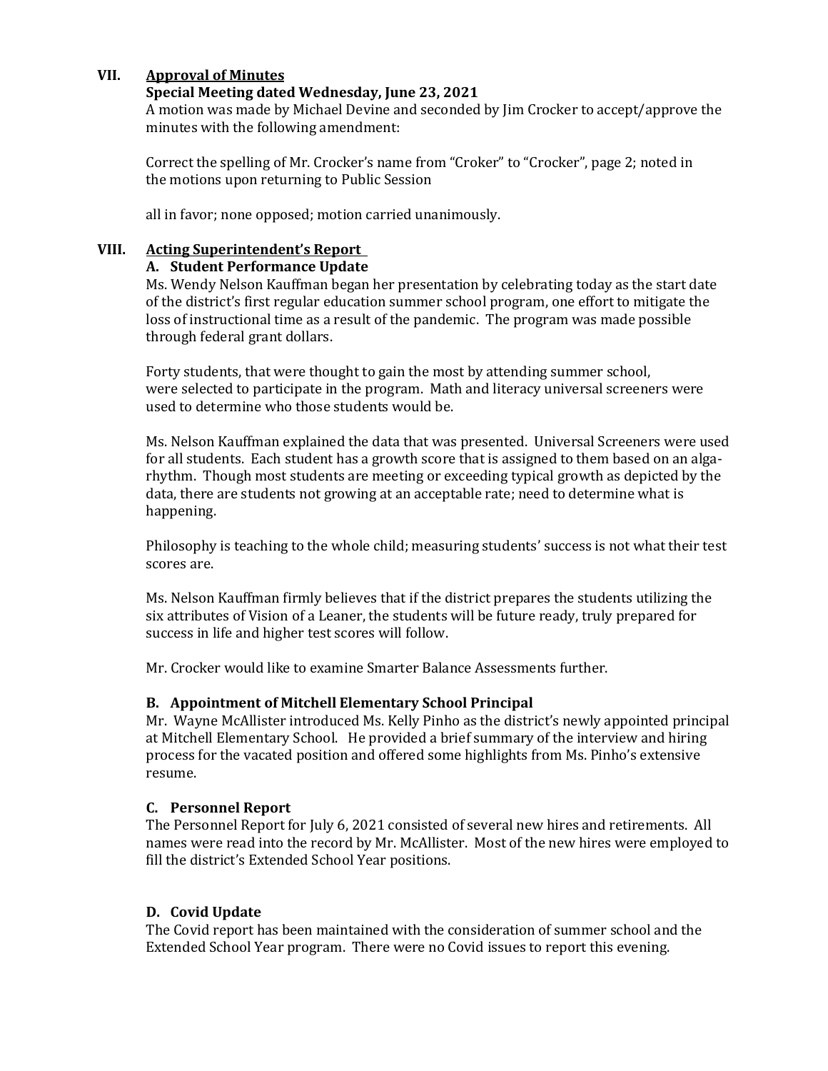## VII. Approval of Minutes

**Special Meeting dated Wednesday, June 23, 2021**

A motion was made by Michael Devine and seconded by Jim Crocker to accept/approve the minutes with the following amendment:

Correct the spelling of Mr. Crocker's name from "Croker" to "Crocker", page 2; noted in the motions upon returning to Public Session

all in favor; none opposed; motion carried unanimously.

## VIII. Acting Superintendent's Report

### A. Student Performance Update

Ms. Wendy Nelson Kauffman began her presentation by celebrating today as the start date of the district's first regular education summer school program, one effort to mitigate the loss of instructional time as a result of the pandemic. The program was made possible through federal grant dollars.

Forty students, that were thought to gain the most by attending summer school, were selected to participate in the program. Math and literacy universal screeners were used to determine who those students would be.

Ms. Nelson Kauffman explained the data that was presented. Universal Screeners were used for all students. Each student has a growth score that is assigned to them based on an alga-rhythm. Though most students are meeting or exceeding typical growth as depicted by the data, there are students not growing at an acceptable rate; need to determine what is happening.

Philosophy is teaching to the whole child; measuring students' success is not what their test scores are.

Ms. Nelson Kauffman firmly believes that if the district prepares the students utilizing the six attributes of Vision of a Leaner, the students will be future ready, truly prepared for success in life and higher test scores will follow.

Mr. Crocker would like to examine Smarter Balance Assessments further.

### B. Appointment of Mitchell Elementary School Principal

Mr. Wayne McAllister introduced Ms. Kelly Pinho as the district's newly appointed principal at Mitchell Elementary School. He provided a brief summary of the interview and hiring process for the vacated position and offered some highlights from Ms. Pinho's extensive resume.

### C. Personnel Report

The Personnel Report for July 6, 2021 consisted of several new hires and retirements. All names were read into the record by Mr. McAllister. Most of the new hires were employed to fill the district's Extended School Year positions.

### D. Covid Update

The Covid report has been maintained with the consideration of summer school and the Extended School Year program. There were no Covid issues to report this evening.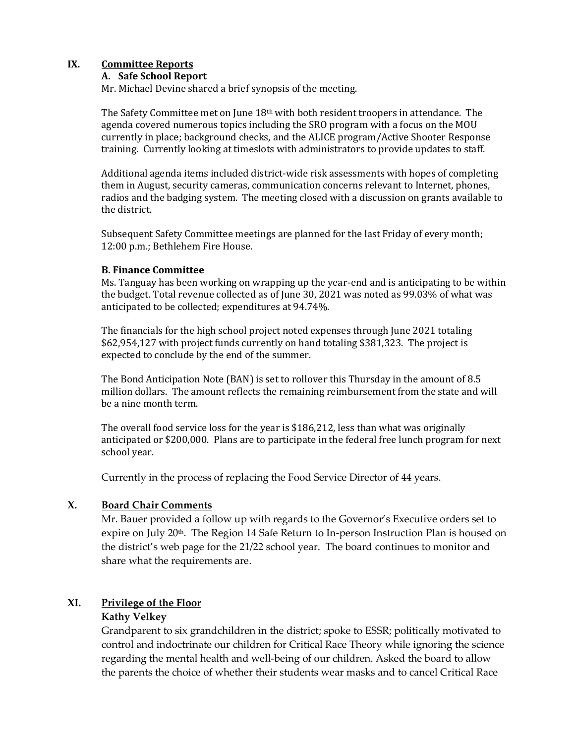## IX. Committee Reports

### A. Safe School Report

Mr. Michael Devine shared a brief synopsis of the meeting.

The Safety Committee met on June 18th with both resident troopers in attendance. The agenda covered numerous topics including the SRO program with a focus on the MOU currently in place; background checks, and the ALICE program/Active Shooter Response training. Currently looking at timeslots with administrators to provide updates to staff.

Additional agenda items included district-wide risk assessments with hopes of completing them in August, security cameras, communication concerns relevant to Internet, phones, radios and the badging system. The meeting closed with a discussion on grants available to the district.

Subsequent Safety Committee meetings are planned for the last Friday of every month; 12:00 p.m.; Bethlehem Fire House.

### B. Finance Committee

Ms. Tanguay has been working on wrapping up the year-end and is anticipating to be within the budget. Total revenue collected as of June 30, 2021 was noted as 99.03% of what was anticipated to be collected; expenditures at 94.74%.

The financials for the high school project noted expenses through June 2021 totaling $62,954,127 with project funds currently on hand totaling $381,323. The project is expected to conclude by the end of the summer.

The Bond Anticipation Note (BAN) is set to rollover this Thursday in the amount of 8.5 million dollars. The amount reflects the remaining reimbursement from the state and will be a nine month term.

The overall food service loss for the year is $186,212, less than what was originally anticipated or $200,000. Plans are to participate in the federal free lunch program for next school year.

Currently in the process of replacing the Food Service Director of 44 years.

## X. Board Chair Comments

Mr. Bauer provided a follow up with regards to the Governor's Executive orders set to expire on July 20th. The Region 14 Safe Return to In-person Instruction Plan is housed on the district's web page for the 21/22 school year. The board continues to monitor and share what the requirements are.

## XI. Privilege of the Floor

**Kathy Velkey**

Grandparent to six grandchildren in the district; spoke to ESSR; politically motivated to control and indoctrinate our children for Critical Race Theory while ignoring the science regarding the mental health and well-being of our children. Asked the board to allow the parents the choice of whether their students wear masks and to cancel Critical Race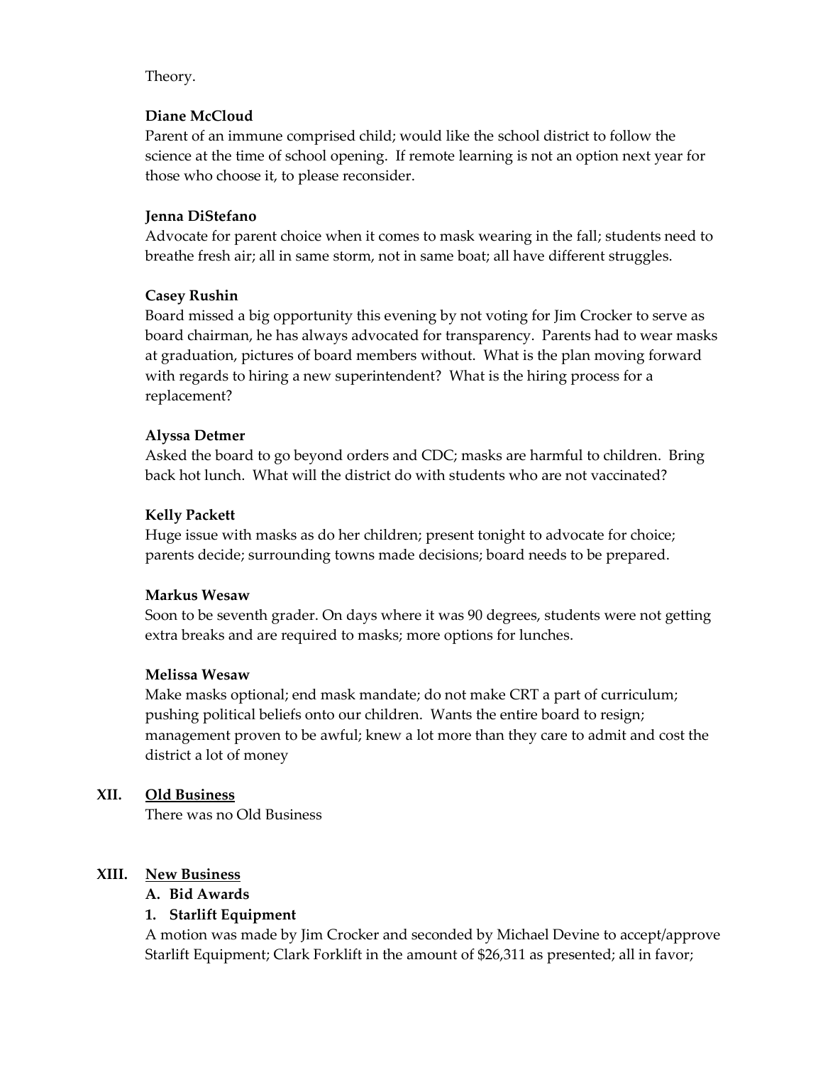Theory.

**Diane McCloud**
Parent of an immune comprised child; would like the school district to follow the science at the time of school opening. If remote learning is not an option next year for those who choose it, to please reconsider.

**Jenna DiStefano**
Advocate for parent choice when it comes to mask wearing in the fall; students need to breathe fresh air; all in same storm, not in same boat; all have different struggles.

**Casey Rushin**
Board missed a big opportunity this evening by not voting for Jim Crocker to serve as board chairman, he has always advocated for transparency. Parents had to wear masks at graduation, pictures of board members without. What is the plan moving forward with regards to hiring a new superintendent? What is the hiring process for a replacement?

**Alyssa Detmer**
Asked the board to go beyond orders and CDC; masks are harmful to children. Bring back hot lunch. What will the district do with students who are not vaccinated?

**Kelly Packett**
Huge issue with masks as do her children; present tonight to advocate for choice; parents decide; surrounding towns made decisions; board needs to be prepared.

**Markus Wesaw**
Soon to be seventh grader. On days where it was 90 degrees, students were not getting extra breaks and are required to masks; more options for lunches.

**Melissa Wesaw**
Make masks optional; end mask mandate; do not make CRT a part of curriculum; pushing political beliefs onto our children. Wants the entire board to resign; management proven to be awful; knew a lot more than they care to admit and cost the district a lot of money

## XII. Old Business

There was no Old Business

## XIII. New Business

**A. Bid Awards**

**1. Starlift Equipment**

A motion was made by Jim Crocker and seconded by Michael Devine to accept/approve Starlift Equipment; Clark Forklift in the amount of $26,311 as presented; all in favor;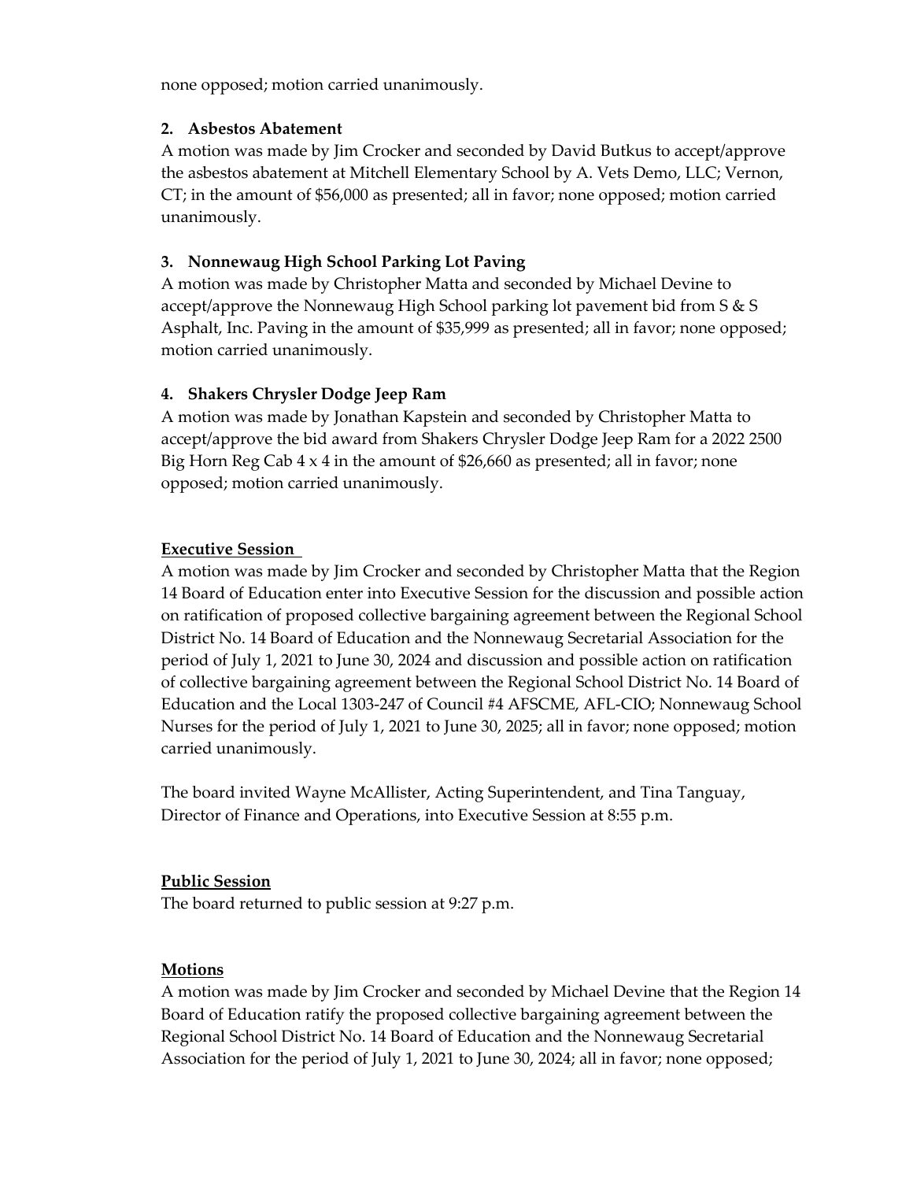none opposed; motion carried unanimously.

**2. Asbestos Abatement**
A motion was made by Jim Crocker and seconded by David Butkus to accept/approve the asbestos abatement at Mitchell Elementary School by A. Vets Demo, LLC; Vernon, CT; in the amount of $56,000 as presented; all in favor; none opposed; motion carried unanimously.

**3. Nonnewaug High School Parking Lot Paving**
A motion was made by Christopher Matta and seconded by Michael Devine to accept/approve the Nonnewaug High School parking lot pavement bid from S & S Asphalt, Inc. Paving in the amount of $35,999 as presented; all in favor; none opposed; motion carried unanimously.

**4. Shakers Chrysler Dodge Jeep Ram**
A motion was made by Jonathan Kapstein and seconded by Christopher Matta to accept/approve the bid award from Shakers Chrysler Dodge Jeep Ram for a 2022 2500 Big Horn Reg Cab 4 x 4 in the amount of $26,660 as presented; all in favor; none opposed; motion carried unanimously.

**Executive Session**

A motion was made by Jim Crocker and seconded by Christopher Matta that the Region 14 Board of Education enter into Executive Session for the discussion and possible action on ratification of proposed collective bargaining agreement between the Regional School District No. 14 Board of Education and the Nonnewaug Secretarial Association for the period of July 1, 2021 to June 30, 2024 and discussion and possible action on ratification of collective bargaining agreement between the Regional School District No. 14 Board of Education and the Local 1303-247 of Council #4 AFSCME, AFL-CIO; Nonnewaug School Nurses for the period of July 1, 2021 to June 30, 2025; all in favor; none opposed; motion carried unanimously.

The board invited Wayne McAllister, Acting Superintendent, and Tina Tanguay, Director of Finance and Operations, into Executive Session at 8:55 p.m.

**Public Session**

The board returned to public session at 9:27 p.m.

**Motions**

A motion was made by Jim Crocker and seconded by Michael Devine that the Region 14 Board of Education ratify the proposed collective bargaining agreement between the Regional School District No. 14 Board of Education and the Nonnewaug Secretarial Association for the period of July 1, 2021 to June 30, 2024; all in favor; none opposed;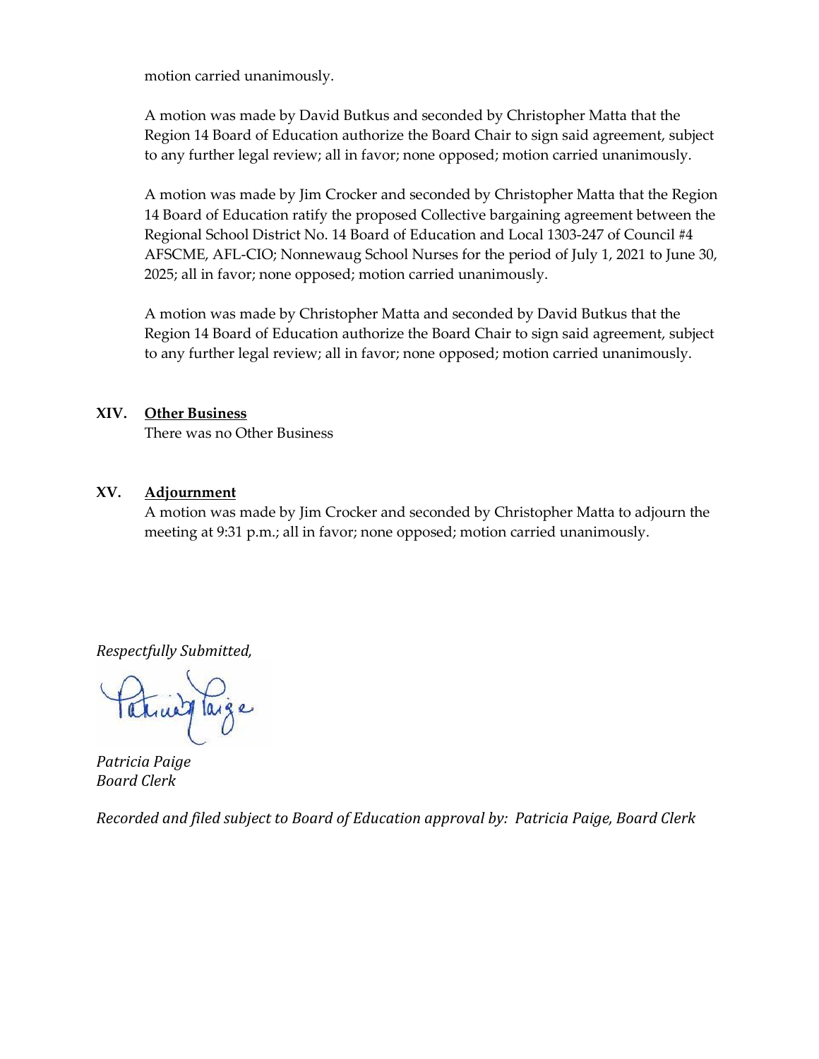motion carried unanimously.

A motion was made by David Butkus and seconded by Christopher Matta that the Region 14 Board of Education authorize the Board Chair to sign said agreement, subject to any further legal review; all in favor; none opposed; motion carried unanimously.

A motion was made by Jim Crocker and seconded by Christopher Matta that the Region 14 Board of Education ratify the proposed Collective bargaining agreement between the Regional School District No. 14 Board of Education and Local 1303-247 of Council #4 AFSCME, AFL-CIO; Nonnewaug School Nurses for the period of July 1, 2021 to June 30, 2025; all in favor; none opposed; motion carried unanimously.

A motion was made by Christopher Matta and seconded by David Butkus that the Region 14 Board of Education authorize the Board Chair to sign said agreement, subject to any further legal review; all in favor; none opposed; motion carried unanimously.

## XIV. Other Business

There was no Other Business

## XV. Adjournment

A motion was made by Jim Crocker and seconded by Christopher Matta to adjourn the meeting at 9:31 p.m.; all in favor; none opposed; motion carried unanimously.

*Respectfully Submitted,*

*Patricia Paige*
*Board Clerk*

*Recorded and filed subject to Board of Education approval by: Patricia Paige, Board Clerk*